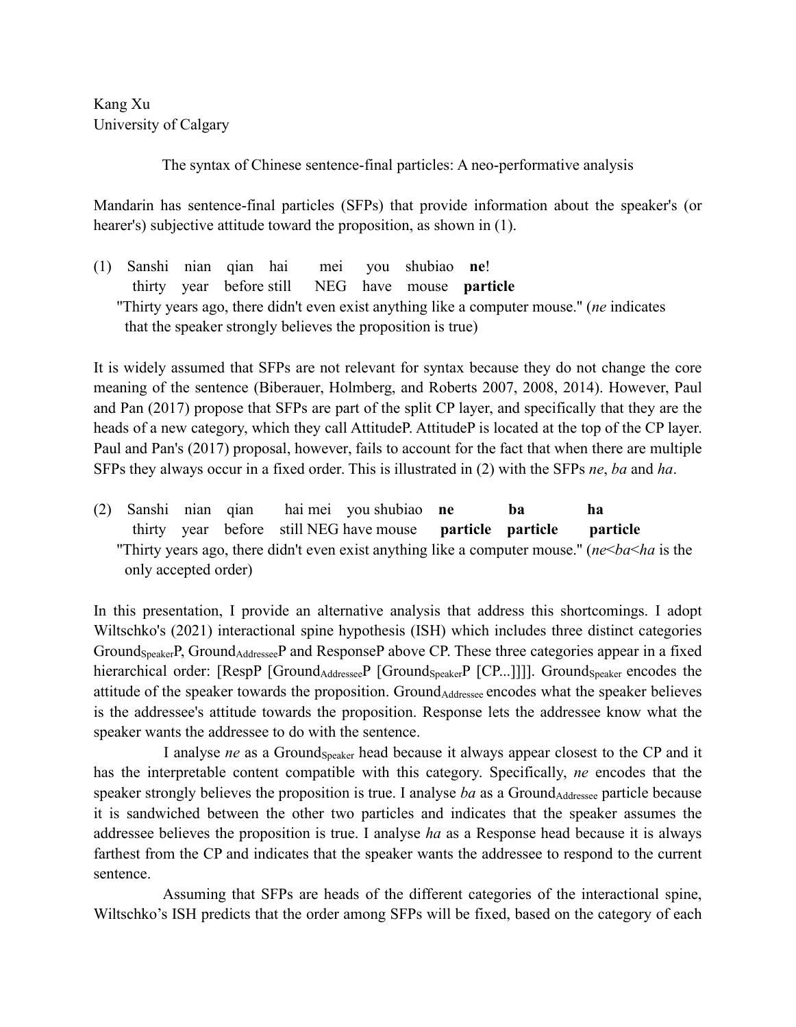Kang Xu
University of Calgary

The syntax of Chinese sentence-final particles: A neo-performative analysis

Mandarin has sentence-final particles (SFPs) that provide information about the speaker's (or hearer's) subjective attitude toward the proposition, as shown in (1).

(1) Sanshi nian qian hai mei you shubiao **ne**!
    thirty year before still NEG have mouse **particle**
    "Thirty years ago, there didn't even exist anything like a computer mouse." (*ne* indicates that the speaker strongly believes the proposition is true)

It is widely assumed that SFPs are not relevant for syntax because they do not change the core meaning of the sentence (Biberauer, Holmberg, and Roberts 2007, 2008, 2014). However, Paul and Pan (2017) propose that SFPs are part of the split CP layer, and specifically that they are the heads of a new category, which they call AttitudeP. AttitudeP is located at the top of the CP layer. Paul and Pan's (2017) proposal, however, fails to account for the fact that when there are multiple SFPs they always occur in a fixed order. This is illustrated in (2) with the SFPs *ne*, *ba* and *ha*.

(2) Sanshi nian qian hai mei you shubiao **ne** **ba** **ha**
    thirty year before still NEG have mouse **particle** **particle** **particle**
    "Thirty years ago, there didn't even exist anything like a computer mouse." (*ne*<*ba*<*ha* is the only accepted order)

In this presentation, I provide an alternative analysis that address this shortcomings. I adopt Wiltschko's (2021) interactional spine hypothesis (ISH) which includes three distinct categories $\text{Ground}_{\text{Speaker}}$P, $\text{Ground}_{\text{Addressee}}$P and ResponseP above CP. These three categories appear in a fixed hierarchical order: [RespP [$\text{Ground}_{\text{Addressee}}$P [$\text{Ground}_{\text{Speaker}}$P [CP...]]]]. $\text{Ground}_{\text{Speaker}}$ encodes the attitude of the speaker towards the proposition. $\text{Ground}_{\text{Addressee}}$ encodes what the speaker believes is the addressee's attitude towards the proposition. Response lets the addressee know what the speaker wants the addressee to do with the sentence.

I analyse *ne* as a $\text{Ground}_{\text{Speaker}}$ head because it always appear closest to the CP and it has the interpretable content compatible with this category. Specifically, *ne* encodes that the speaker strongly believes the proposition is true. I analyse *ba* as a $\text{Ground}_{\text{Addressee}}$ particle because it is sandwiched between the other two particles and indicates that the speaker assumes the addressee believes the proposition is true. I analyse *ha* as a Response head because it is always farthest from the CP and indicates that the speaker wants the addressee to respond to the current sentence.

Assuming that SFPs are heads of the different categories of the interactional spine, Wiltschko's ISH predicts that the order among SFPs will be fixed, based on the category of each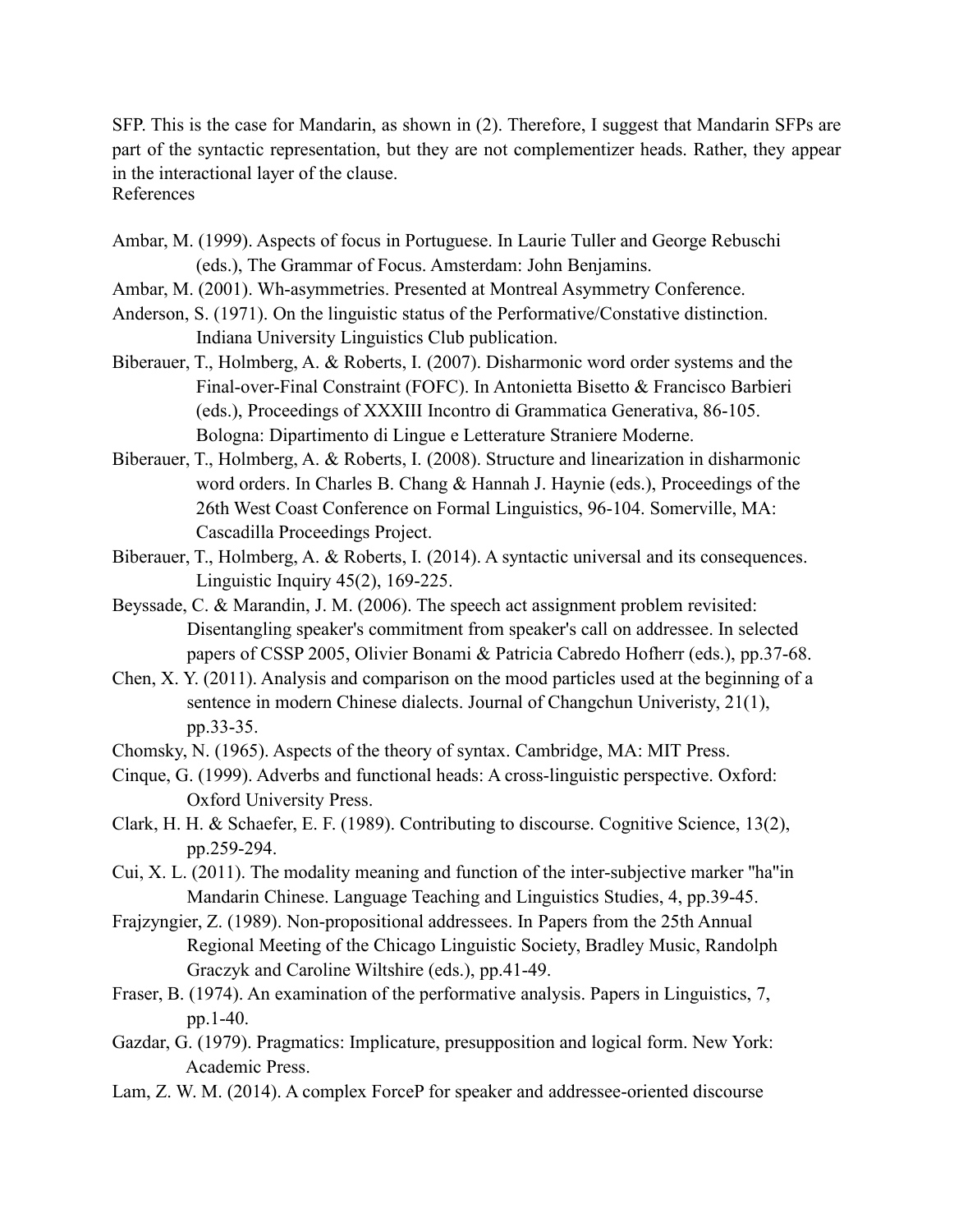SFP. This is the case for Mandarin, as shown in (2). Therefore, I suggest that Mandarin SFPs are part of the syntactic representation, but they are not complementizer heads. Rather, they appear in the interactional layer of the clause.

## References

Ambar, M. (1999). Aspects of focus in Portuguese. In Laurie Tuller and George Rebuschi (eds.), The Grammar of Focus. Amsterdam: John Benjamins.

Ambar, M. (2001). Wh-asymmetries. Presented at Montreal Asymmetry Conference.

Anderson, S. (1971). On the linguistic status of the Performative/Constative distinction. Indiana University Linguistics Club publication.

Biberauer, T., Holmberg, A. & Roberts, I. (2007). Disharmonic word order systems and the Final-over-Final Constraint (FOFC). In Antonietta Bisetto & Francisco Barbieri (eds.), Proceedings of XXXIII Incontro di Grammatica Generativa, 86-105. Bologna: Dipartimento di Lingue e Letterature Straniere Moderne.

Biberauer, T., Holmberg, A. & Roberts, I. (2008). Structure and linearization in disharmonic word orders. In Charles B. Chang & Hannah J. Haynie (eds.), Proceedings of the 26th West Coast Conference on Formal Linguistics, 96-104. Somerville, MA: Cascadilla Proceedings Project.

Biberauer, T., Holmberg, A. & Roberts, I. (2014). A syntactic universal and its consequences. Linguistic Inquiry 45(2), 169-225.

Beyssade, C. & Marandin, J. M. (2006). The speech act assignment problem revisited: Disentangling speaker's commitment from speaker's call on addressee. In selected papers of CSSP 2005, Olivier Bonami & Patricia Cabredo Hofherr (eds.), pp.37-68.

Chen, X. Y. (2011). Analysis and comparison on the mood particles used at the beginning of a sentence in modern Chinese dialects. Journal of Changchun Univeristy, 21(1), pp.33-35.

Chomsky, N. (1965). Aspects of the theory of syntax. Cambridge, MA: MIT Press.

Cinque, G. (1999). Adverbs and functional heads: A cross-linguistic perspective. Oxford: Oxford University Press.

Clark, H. H. & Schaefer, E. F. (1989). Contributing to discourse. Cognitive Science, 13(2), pp.259-294.

Cui, X. L. (2011). The modality meaning and function of the inter-subjective marker "ha"in Mandarin Chinese. Language Teaching and Linguistics Studies, 4, pp.39-45.

Frajzyngier, Z. (1989). Non-propositional addressees. In Papers from the 25th Annual Regional Meeting of the Chicago Linguistic Society, Bradley Music, Randolph Graczyk and Caroline Wiltshire (eds.), pp.41-49.

Fraser, B. (1974). An examination of the performative analysis. Papers in Linguistics, 7, pp.1-40.

Gazdar, G. (1979). Pragmatics: Implicature, presupposition and logical form. New York: Academic Press.

Lam, Z. W. M. (2014). A complex ForceP for speaker and addressee-oriented discourse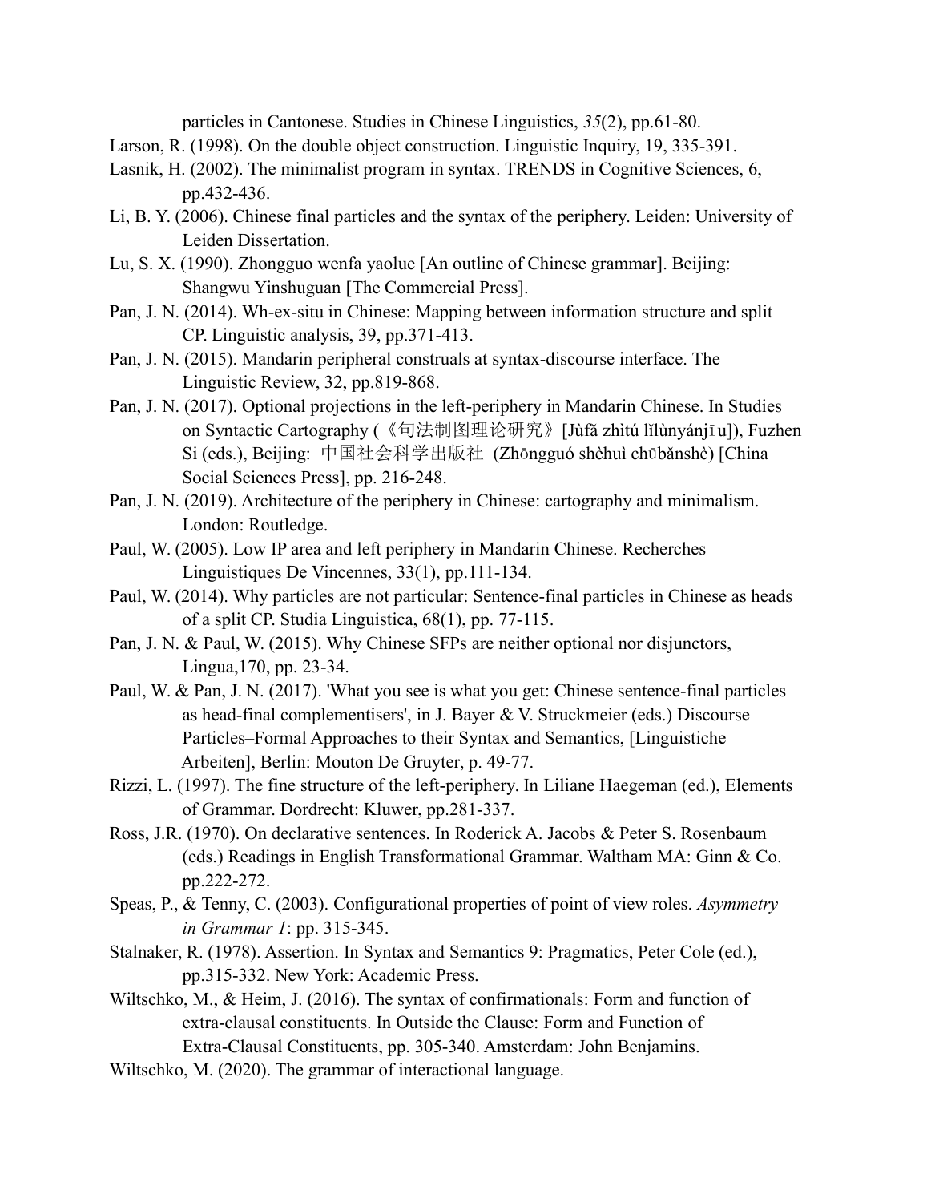particles in Cantonese. Studies in Chinese Linguistics, *35*(2), pp.61-80.

Larson, R. (1998). On the double object construction. Linguistic Inquiry, 19, 335-391.

Lasnik, H. (2002). The minimalist program in syntax. TRENDS in Cognitive Sciences, 6, pp.432-436.

Li, B. Y. (2006). Chinese final particles and the syntax of the periphery. Leiden: University of Leiden Dissertation.

Lu, S. X. (1990). Zhongguo wenfa yaolue [An outline of Chinese grammar]. Beijing: Shangwu Yinshuguan [The Commercial Press].

Pan, J. N. (2014). Wh-ex-situ in Chinese: Mapping between information structure and split CP. Linguistic analysis, 39, pp.371-413.

Pan, J. N. (2015). Mandarin peripheral construals at syntax-discourse interface. The Linguistic Review, 32, pp.819-868.

Pan, J. N. (2017). Optional projections in the left-periphery in Mandarin Chinese. In Studies on Syntactic Cartography (《句法制图理论研究》[Jùfǎ zhìtú lǐlùnyánjīu]), Fuzhen Si (eds.), Beijing: 中国社会科学出版社 (Zhōngguó shèhuì chūbǎnshè) [China Social Sciences Press], pp. 216-248.

Pan, J. N. (2019). Architecture of the periphery in Chinese: cartography and minimalism. London: Routledge.

Paul, W. (2005). Low IP area and left periphery in Mandarin Chinese. Recherches Linguistiques De Vincennes, 33(1), pp.111-134.

Paul, W. (2014). Why particles are not particular: Sentence-final particles in Chinese as heads of a split CP. Studia Linguistica, 68(1), pp. 77-115.

Pan, J. N. & Paul, W. (2015). Why Chinese SFPs are neither optional nor disjunctors, Lingua,170, pp. 23-34.

Paul, W. & Pan, J. N. (2017). 'What you see is what you get: Chinese sentence-final particles as head-final complementisers', in J. Bayer & V. Struckmeier (eds.) Discourse Particles–Formal Approaches to their Syntax and Semantics, [Linguistiche Arbeiten], Berlin: Mouton De Gruyter, p. 49-77.

Rizzi, L. (1997). The fine structure of the left-periphery. In Liliane Haegeman (ed.), Elements of Grammar. Dordrecht: Kluwer, pp.281-337.

Ross, J.R. (1970). On declarative sentences. In Roderick A. Jacobs & Peter S. Rosenbaum (eds.) Readings in English Transformational Grammar. Waltham MA: Ginn & Co. pp.222-272.

Speas, P., & Tenny, C. (2003). Configurational properties of point of view roles. *Asymmetry in Grammar 1*: pp. 315-345.

Stalnaker, R. (1978). Assertion. In Syntax and Semantics 9: Pragmatics, Peter Cole (ed.), pp.315-332. New York: Academic Press.

Wiltschko, M., & Heim, J. (2016). The syntax of confirmationals: Form and function of extra-clausal constituents. In Outside the Clause: Form and Function of Extra-Clausal Constituents, pp. 305-340. Amsterdam: John Benjamins.

Wiltschko, M. (2020). The grammar of interactional language.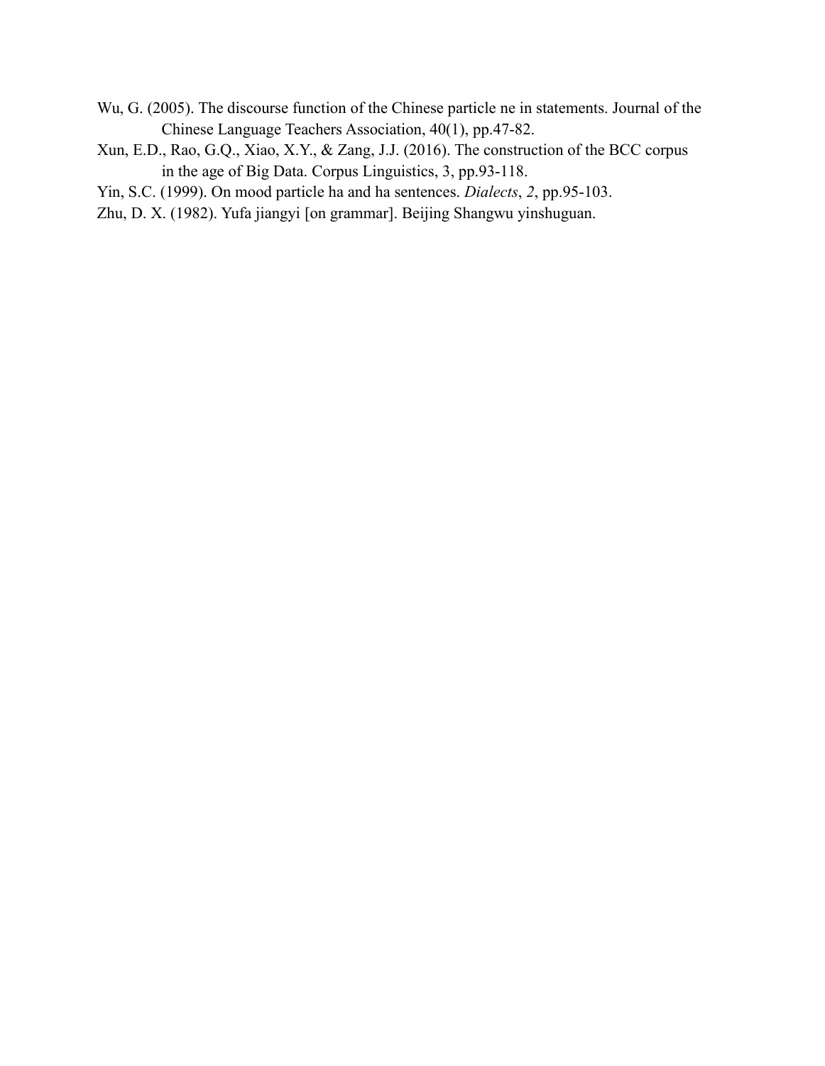Wu, G. (2005). The discourse function of the Chinese particle ne in statements. Journal of the Chinese Language Teachers Association, 40(1), pp.47-82.

Xun, E.D., Rao, G.Q., Xiao, X.Y., & Zang, J.J. (2016). The construction of the BCC corpus in the age of Big Data. Corpus Linguistics, 3, pp.93-118.

Yin, S.C. (1999). On mood particle ha and ha sentences. *Dialects*, *2*, pp.95-103.

Zhu, D. X. (1982). Yufa jiangyi [on grammar]. Beijing Shangwu yinshuguan.